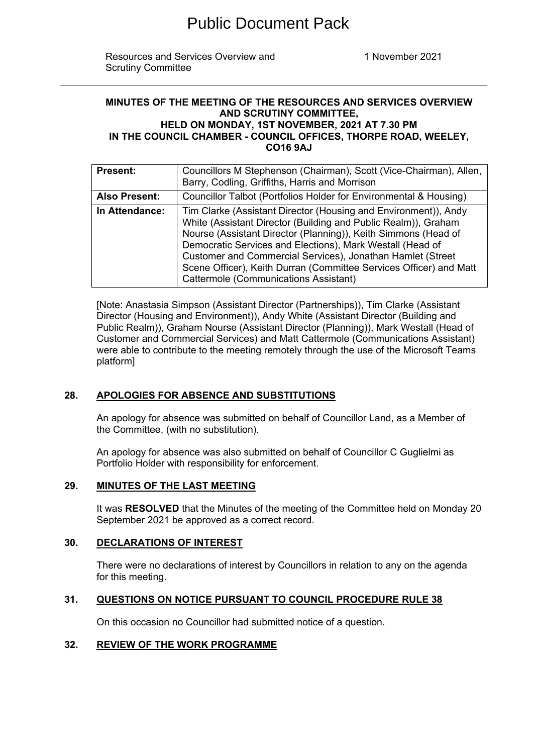# Public Document Pack

Resources and Services Overview and Scrutiny Committee

1 November 2021

**MINUTES OF THE MEETING OF THE RESOURCES AND SERVICES OVERVIEW AND SCRUTINY COMMITTEE, HELD ON MONDAY, 1ST NOVEMBER, 2021 AT 7.30 PM IN THE COUNCIL CHAMBER - COUNCIL OFFICES, THORPE ROAD, WEELEY, CO16 9AJ**

| | |
|---|---|
| **Present:** | Councillors M Stephenson (Chairman), Scott (Vice-Chairman), Allen, Barry, Codling, Griffiths, Harris and Morrison |
| **Also Present:** | Councillor Talbot (Portfolios Holder for Environmental & Housing) |
| **In Attendance:** | Tim Clarke (Assistant Director (Housing and Environment)), Andy White (Assistant Director (Building and Public Realm)), Graham Nourse (Assistant Director (Planning)), Keith Simmons (Head of Democratic Services and Elections), Mark Westall (Head of Customer and Commercial Services), Jonathan Hamlet (Street Scene Officer), Keith Durran (Committee Services Officer) and Matt Cattermole (Communications Assistant) |

[Note: Anastasia Simpson (Assistant Director (Partnerships)), Tim Clarke (Assistant Director (Housing and Environment)), Andy White (Assistant Director (Building and Public Realm)), Graham Nourse (Assistant Director (Planning)), Mark Westall (Head of Customer and Commercial Services) and Matt Cattermole (Communications Assistant) were able to contribute to the meeting remotely through the use of the Microsoft Teams platform]

## 28. APOLOGIES FOR ABSENCE AND SUBSTITUTIONS

An apology for absence was submitted on behalf of Councillor Land, as a Member of the Committee, (with no substitution).

An apology for absence was also submitted on behalf of Councillor C Guglielmi as Portfolio Holder with responsibility for enforcement.

## 29. MINUTES OF THE LAST MEETING

It was **RESOLVED** that the Minutes of the meeting of the Committee held on Monday 20 September 2021 be approved as a correct record.

## 30. DECLARATIONS OF INTEREST

There were no declarations of interest by Councillors in relation to any on the agenda for this meeting.

## 31. QUESTIONS ON NOTICE PURSUANT TO COUNCIL PROCEDURE RULE 38

On this occasion no Councillor had submitted notice of a question.

## 32. REVIEW OF THE WORK PROGRAMME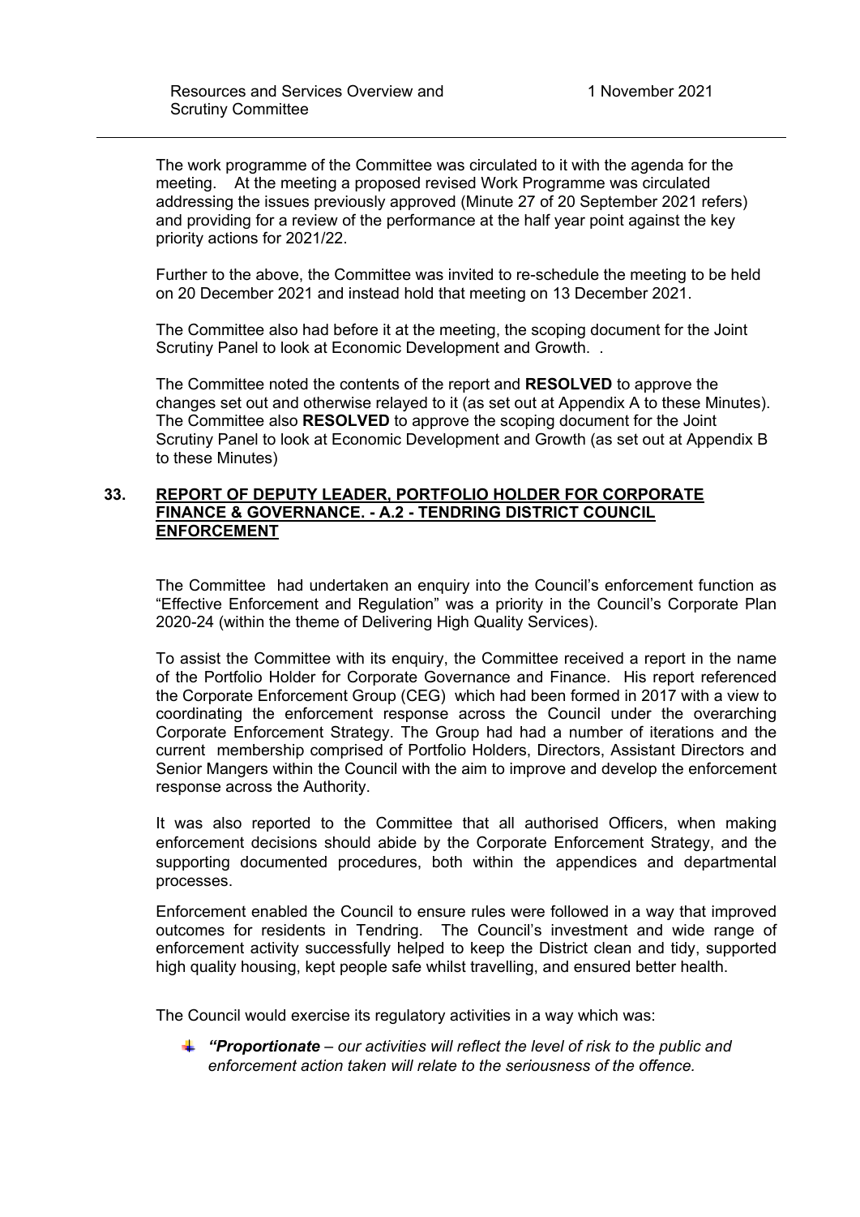The work programme of the Committee was circulated to it with the agenda for the meeting. At the meeting a proposed revised Work Programme was circulated addressing the issues previously approved (Minute 27 of 20 September 2021 refers) and providing for a review of the performance at the half year point against the key priority actions for 2021/22.

Further to the above, the Committee was invited to re-schedule the meeting to be held on 20 December 2021 and instead hold that meeting on 13 December 2021.

The Committee also had before it at the meeting, the scoping document for the Joint Scrutiny Panel to look at Economic Development and Growth. .

The Committee noted the contents of the report and **RESOLVED** to approve the changes set out and otherwise relayed to it (as set out at Appendix A to these Minutes). The Committee also **RESOLVED** to approve the scoping document for the Joint Scrutiny Panel to look at Economic Development and Growth (as set out at Appendix B to these Minutes)

## 33. REPORT OF DEPUTY LEADER, PORTFOLIO HOLDER FOR CORPORATE FINANCE & GOVERNANCE. - A.2 - TENDRING DISTRICT COUNCIL ENFORCEMENT

The Committee had undertaken an enquiry into the Council's enforcement function as "Effective Enforcement and Regulation" was a priority in the Council's Corporate Plan 2020-24 (within the theme of Delivering High Quality Services).

To assist the Committee with its enquiry, the Committee received a report in the name of the Portfolio Holder for Corporate Governance and Finance. His report referenced the Corporate Enforcement Group (CEG) which had been formed in 2017 with a view to coordinating the enforcement response across the Council under the overarching Corporate Enforcement Strategy. The Group had had a number of iterations and the current membership comprised of Portfolio Holders, Directors, Assistant Directors and Senior Mangers within the Council with the aim to improve and develop the enforcement response across the Authority.

It was also reported to the Committee that all authorised Officers, when making enforcement decisions should abide by the Corporate Enforcement Strategy, and the supporting documented procedures, both within the appendices and departmental processes.

Enforcement enabled the Council to ensure rules were followed in a way that improved outcomes for residents in Tendring. The Council's investment and wide range of enforcement activity successfully helped to keep the District clean and tidy, supported high quality housing, kept people safe whilst travelling, and ensured better health.

The Council would exercise its regulatory activities in a way which was:

- ***"Proportionate** – our activities will reflect the level of risk to the public and enforcement action taken will relate to the seriousness of the offence.*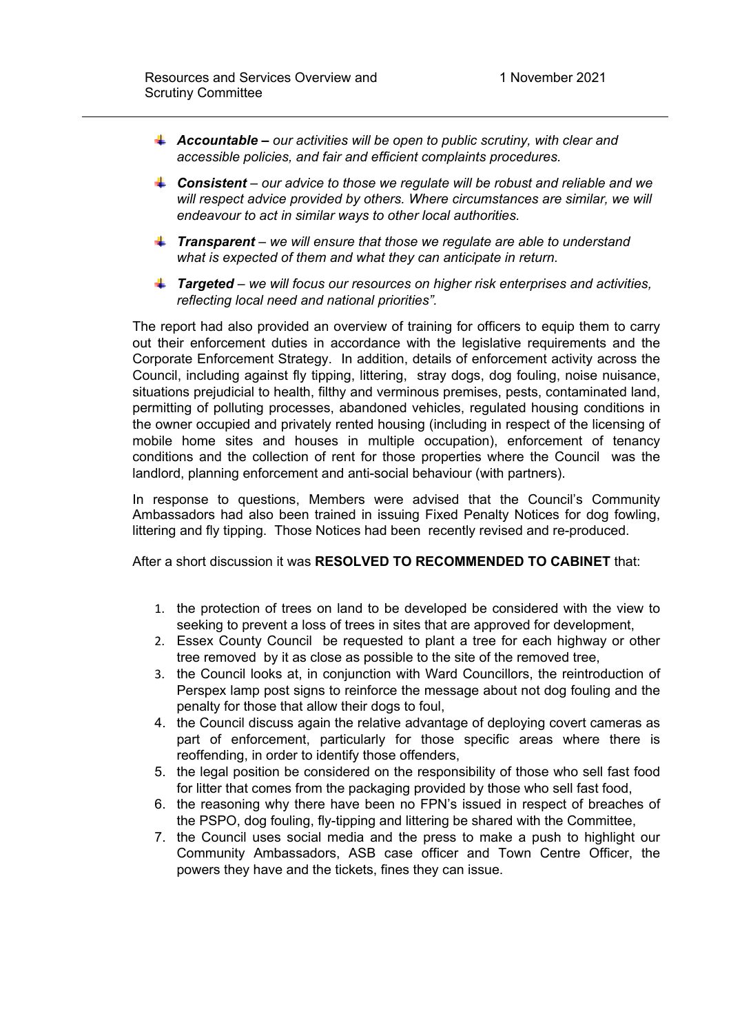- ***Accountable –*** *our activities will be open to public scrutiny, with clear and accessible policies, and fair and efficient complaints procedures.*
- ***Consistent*** *– our advice to those we regulate will be robust and reliable and we will respect advice provided by others. Where circumstances are similar, we will endeavour to act in similar ways to other local authorities.*
- ***Transparent*** *– we will ensure that those we regulate are able to understand what is expected of them and what they can anticipate in return.*
- ***Targeted*** *– we will focus our resources on higher risk enterprises and activities, reflecting local need and national priorities".*

The report had also provided an overview of training for officers to equip them to carry out their enforcement duties in accordance with the legislative requirements and the Corporate Enforcement Strategy. In addition, details of enforcement activity across the Council, including against fly tipping, littering, stray dogs, dog fouling, noise nuisance, situations prejudicial to health, filthy and verminous premises, pests, contaminated land, permitting of polluting processes, abandoned vehicles, regulated housing conditions in the owner occupied and privately rented housing (including in respect of the licensing of mobile home sites and houses in multiple occupation), enforcement of tenancy conditions and the collection of rent for those properties where the Council was the landlord, planning enforcement and anti-social behaviour (with partners).

In response to questions, Members were advised that the Council's Community Ambassadors had also been trained in issuing Fixed Penalty Notices for dog fowling, littering and fly tipping. Those Notices had been recently revised and re-produced.

After a short discussion it was **RESOLVED TO RECOMMENDED TO CABINET** that:

1. the protection of trees on land to be developed be considered with the view to seeking to prevent a loss of trees in sites that are approved for development,
2. Essex County Council be requested to plant a tree for each highway or other tree removed by it as close as possible to the site of the removed tree,
3. the Council looks at, in conjunction with Ward Councillors, the reintroduction of Perspex lamp post signs to reinforce the message about not dog fouling and the penalty for those that allow their dogs to foul,
4. the Council discuss again the relative advantage of deploying covert cameras as part of enforcement, particularly for those specific areas where there is reoffending, in order to identify those offenders,
5. the legal position be considered on the responsibility of those who sell fast food for litter that comes from the packaging provided by those who sell fast food,
6. the reasoning why there have been no FPN's issued in respect of breaches of the PSPO, dog fouling, fly-tipping and littering be shared with the Committee,
7. the Council uses social media and the press to make a push to highlight our Community Ambassadors, ASB case officer and Town Centre Officer, the powers they have and the tickets, fines they can issue.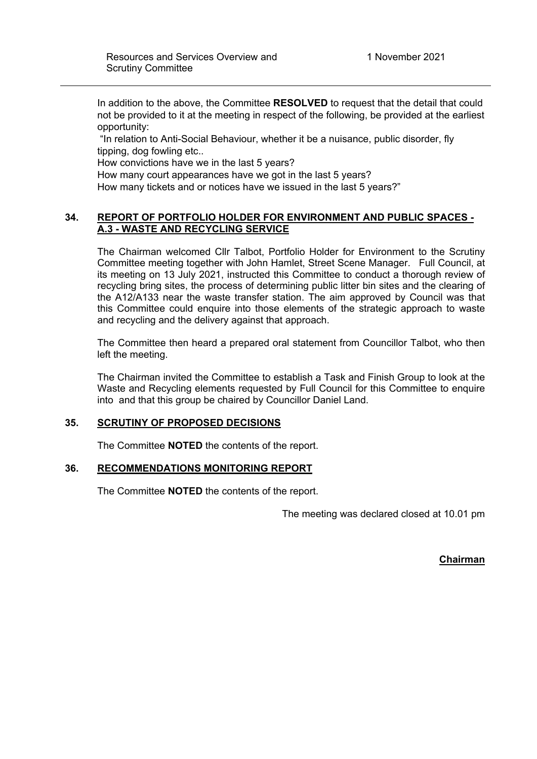In addition to the above, the Committee **RESOLVED** to request that the detail that could not be provided to it at the meeting in respect of the following, be provided at the earliest opportunity:

"In relation to Anti-Social Behaviour, whether it be a nuisance, public disorder, fly tipping, dog fowling etc..

How convictions have we in the last 5 years?

How many court appearances have we got in the last 5 years?

How many tickets and or notices have we issued in the last 5 years?"

## 34. REPORT OF PORTFOLIO HOLDER FOR ENVIRONMENT AND PUBLIC SPACES - A.3 - WASTE AND RECYCLING SERVICE

The Chairman welcomed Cllr Talbot, Portfolio Holder for Environment to the Scrutiny Committee meeting together with John Hamlet, Street Scene Manager. Full Council, at its meeting on 13 July 2021, instructed this Committee to conduct a thorough review of recycling bring sites, the process of determining public litter bin sites and the clearing of the A12/A133 near the waste transfer station. The aim approved by Council was that this Committee could enquire into those elements of the strategic approach to waste and recycling and the delivery against that approach.

The Committee then heard a prepared oral statement from Councillor Talbot, who then left the meeting.

The Chairman invited the Committee to establish a Task and Finish Group to look at the Waste and Recycling elements requested by Full Council for this Committee to enquire into and that this group be chaired by Councillor Daniel Land.

## 35. SCRUTINY OF PROPOSED DECISIONS

The Committee **NOTED** the contents of the report.

## 36. RECOMMENDATIONS MONITORING REPORT

The Committee **NOTED** the contents of the report.

The meeting was declared closed at 10.01 pm

**Chairman**